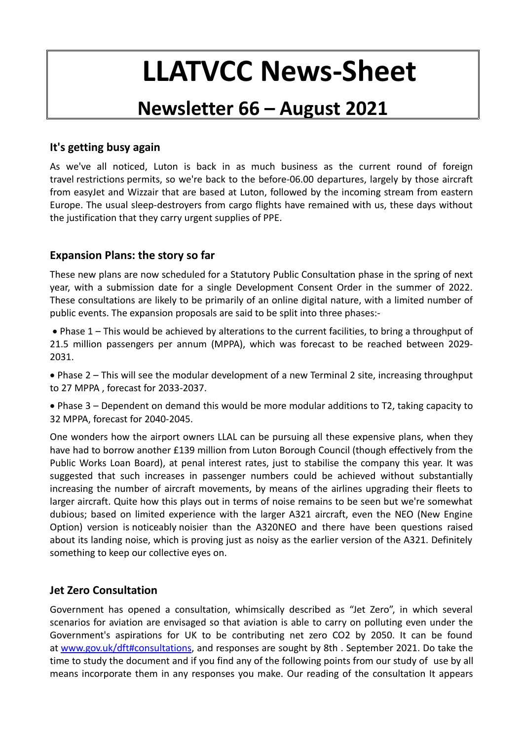# LLATVCC News-Sheet

## Newsletter 66 – August 2021

### It's getting busy again

As we've all noticed, Luton is back in as much business as the current round of foreign travel restrictions permits, so we're back to the before-06.00 departures, largely by those aircraft from easyJet and Wizzair that are based at Luton, followed by the incoming stream from eastern Europe. The usual sleep-destroyers from cargo flights have remained with us, these days without the justification that they carry urgent supplies of PPE.

### Expansion Plans: the story so far

These new plans are now scheduled for a Statutory Public Consultation phase in the spring of next year, with a submission date for a single Development Consent Order in the summer of 2022. These consultations are likely to be primarily of an online digital nature, with a limited number of public events. The expansion proposals are said to be split into three phases:-

- Phase 1 – This would be achieved by alterations to the current facilities, to bring a throughput of 21.5 million passengers per annum (MPPA), which was forecast to be reached between 2029-2031.
- Phase 2 – This will see the modular development of a new Terminal 2 site, increasing throughput to 27 MPPA , forecast for 2033-2037.
- Phase 3 – Dependent on demand this would be more modular additions to T2, taking capacity to 32 MPPA, forecast for 2040-2045.

One wonders how the airport owners LLAL can be pursuing all these expensive plans, when they have had to borrow another £139 million from Luton Borough Council (though effectively from the Public Works Loan Board), at penal interest rates, just to stabilise the company this year. It was suggested that such increases in passenger numbers could be achieved without substantially increasing the number of aircraft movements, by means of the airlines upgrading their fleets to larger aircraft. Quite how this plays out in terms of noise remains to be seen but we're somewhat dubious; based on limited experience with the larger A321 aircraft, even the NEO (New Engine Option) version is noticeably noisier than the A320NEO and there have been questions raised about its landing noise, which is proving just as noisy as the earlier version of the A321. Definitely something to keep our collective eyes on.

### Jet Zero Consultation

Government has opened a consultation, whimsically described as "Jet Zero", in which several scenarios for aviation are envisaged so that aviation is able to carry on polluting even under the Government's aspirations for UK to be contributing net zero CO2 by 2050. It can be found at [www.gov.uk/dft#consultations](www.gov.uk/dft#consultations), and responses are sought by 8th . September 2021. Do take the time to study the document and if you find any of the following points from our study of use by all means incorporate them in any responses you make. Our reading of the consultation It appears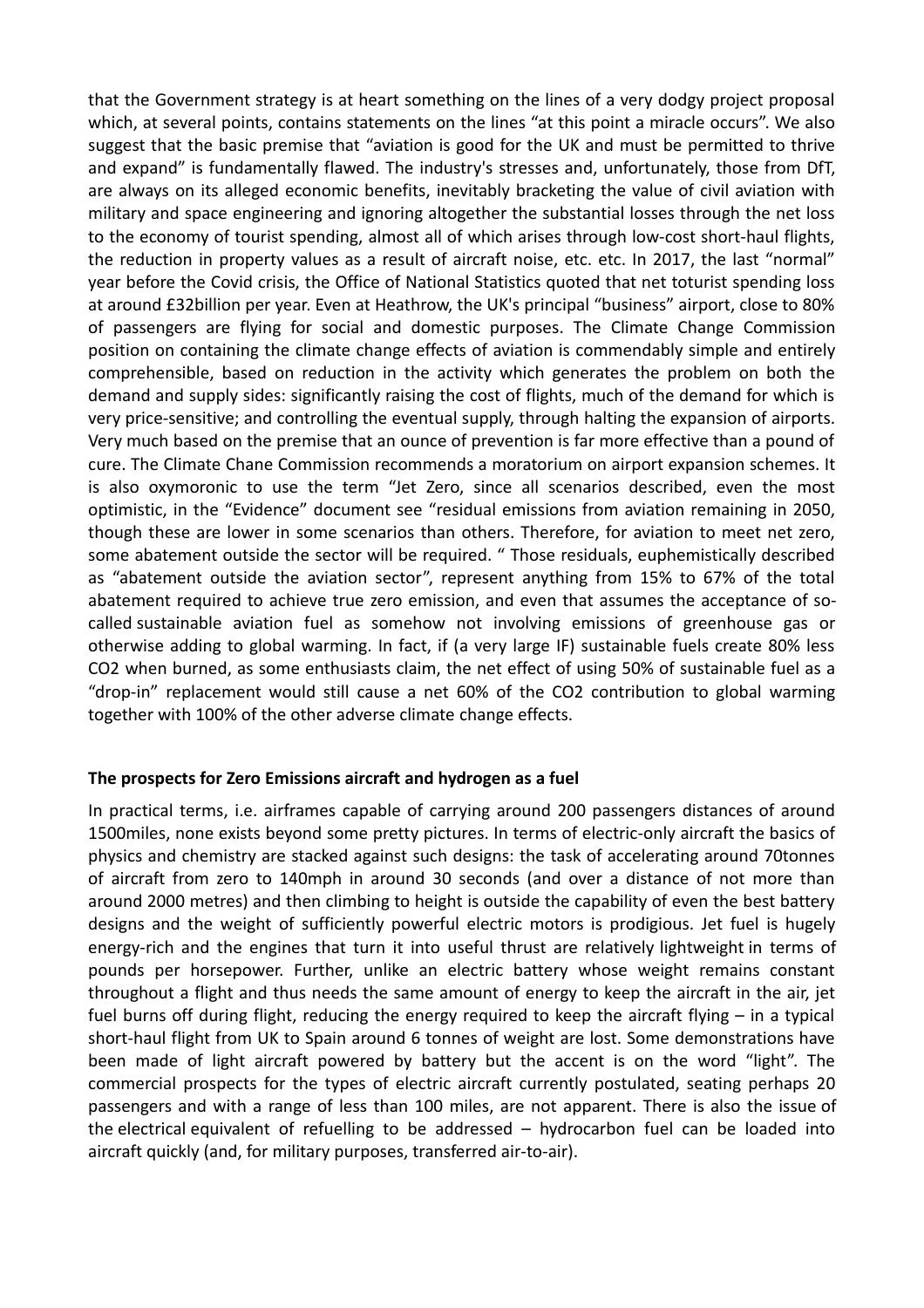that the Government strategy is at heart something on the lines of a very dodgy project proposal which, at several points, contains statements on the lines "at this point a miracle occurs". We also suggest that the basic premise that "aviation is good for the UK and must be permitted to thrive and expand" is fundamentally flawed. The industry's stresses and, unfortunately, those from DfT, are always on its alleged economic benefits, inevitably bracketing the value of civil aviation with military and space engineering and ignoring altogether the substantial losses through the net loss to the economy of tourist spending, almost all of which arises through low-cost short-haul flights, the reduction in property values as a result of aircraft noise, etc. etc. In 2017, the last "normal" year before the Covid crisis, the Office of National Statistics quoted that net toturist spending loss at around £32billion per year. Even at Heathrow, the UK's principal "business" airport, close to 80% of passengers are flying for social and domestic purposes. The Climate Change Commission position on containing the climate change effects of aviation is commendably simple and entirely comprehensible, based on reduction in the activity which generates the problem on both the demand and supply sides: significantly raising the cost of flights, much of the demand for which is very price-sensitive; and controlling the eventual supply, through halting the expansion of airports. Very much based on the premise that an ounce of prevention is far more effective than a pound of cure. The Climate Chane Commission recommends a moratorium on airport expansion schemes. It is also oxymoronic to use the term "Jet Zero, since all scenarios described, even the most optimistic, in the "Evidence" document see "residual emissions from aviation remaining in 2050, though these are lower in some scenarios than others. Therefore, for aviation to meet net zero, some abatement outside the sector will be required. " Those residuals, euphemistically described as "abatement outside the aviation sector", represent anything from 15% to 67% of the total abatement required to achieve true zero emission, and even that assumes the acceptance of so-called sustainable aviation fuel as somehow not involving emissions of greenhouse gas or otherwise adding to global warming. In fact, if (a very large IF) sustainable fuels create 80% less $CO_2$ when burned, as some enthusiasts claim, the net effect of using 50% of sustainable fuel as a "drop-in" replacement would still cause a net 60% of the $CO_2$ contribution to global warming together with 100% of the other adverse climate change effects.

**The prospects for Zero Emissions aircraft and hydrogen as a fuel**

In practical terms, i.e. airframes capable of carrying around 200 passengers distances of around 1500miles, none exists beyond some pretty pictures. In terms of electric-only aircraft the basics of physics and chemistry are stacked against such designs: the task of accelerating around 70tonnes of aircraft from zero to 140mph in around 30 seconds (and over a distance of not more than around 2000 metres) and then climbing to height is outside the capability of even the best battery designs and the weight of sufficiently powerful electric motors is prodigious. Jet fuel is hugely energy-rich and the engines that turn it into useful thrust are relatively lightweight in terms of pounds per horsepower. Further, unlike an electric battery whose weight remains constant throughout a flight and thus needs the same amount of energy to keep the aircraft in the air, jet fuel burns off during flight, reducing the energy required to keep the aircraft flying – in a typical short-haul flight from UK to Spain around 6 tonnes of weight are lost. Some demonstrations have been made of light aircraft powered by battery but the accent is on the word "light". The commercial prospects for the types of electric aircraft currently postulated, seating perhaps 20 passengers and with a range of less than 100 miles, are not apparent. There is also the issue of the electrical equivalent of refuelling to be addressed – hydrocarbon fuel can be loaded into aircraft quickly (and, for military purposes, transferred air-to-air).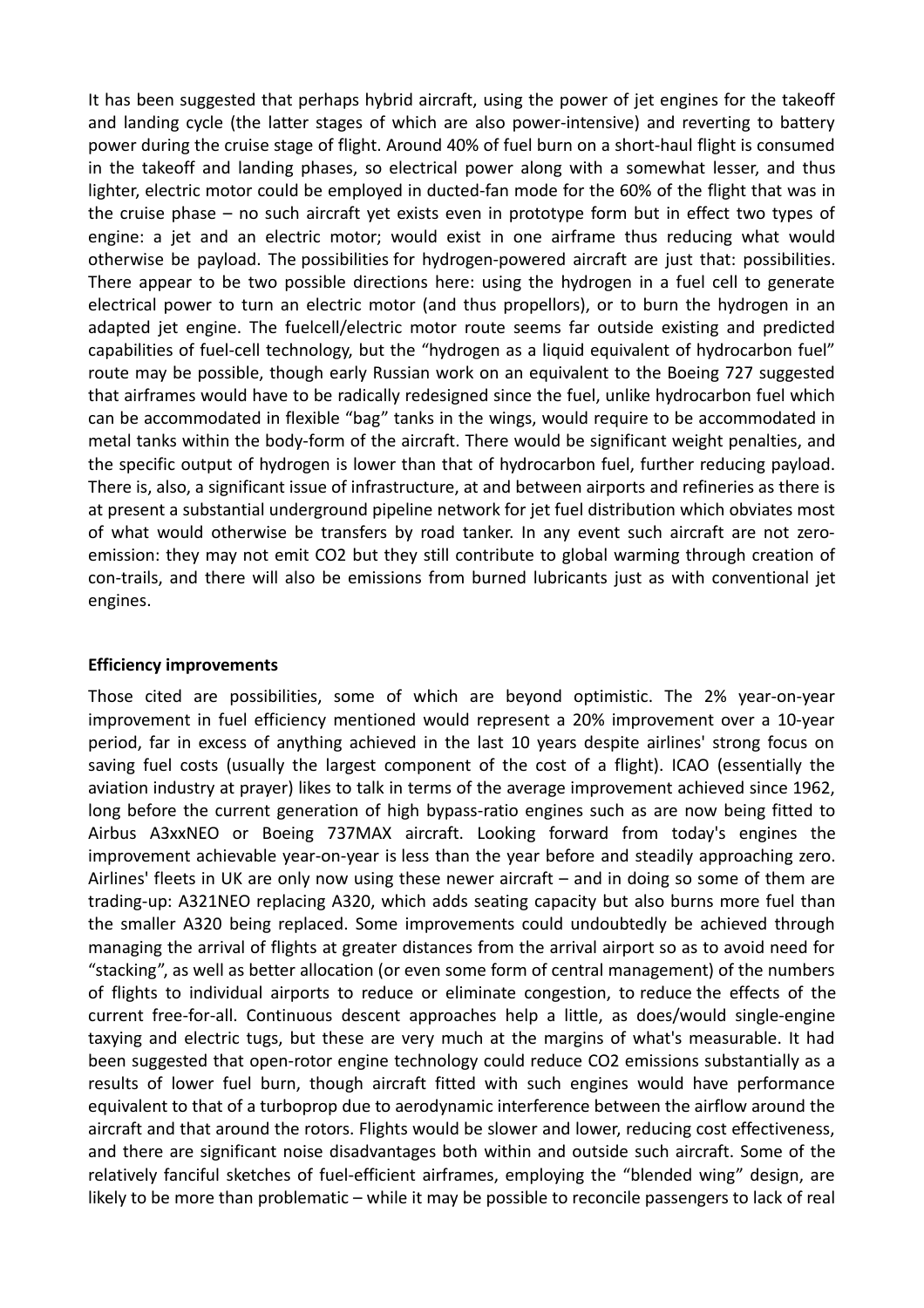It has been suggested that perhaps hybrid aircraft, using the power of jet engines for the takeoff and landing cycle (the latter stages of which are also power-intensive) and reverting to battery power during the cruise stage of flight. Around 40% of fuel burn on a short-haul flight is consumed in the takeoff and landing phases, so electrical power along with a somewhat lesser, and thus lighter, electric motor could be employed in ducted-fan mode for the 60% of the flight that was in the cruise phase – no such aircraft yet exists even in prototype form but in effect two types of engine: a jet and an electric motor; would exist in one airframe thus reducing what would otherwise be payload. The possibilities for hydrogen-powered aircraft are just that: possibilities. There appear to be two possible directions here: using the hydrogen in a fuel cell to generate electrical power to turn an electric motor (and thus propellors), or to burn the hydrogen in an adapted jet engine. The fuelcell/electric motor route seems far outside existing and predicted capabilities of fuel-cell technology, but the "hydrogen as a liquid equivalent of hydrocarbon fuel" route may be possible, though early Russian work on an equivalent to the Boeing 727 suggested that airframes would have to be radically redesigned since the fuel, unlike hydrocarbon fuel which can be accommodated in flexible "bag" tanks in the wings, would require to be accommodated in metal tanks within the body-form of the aircraft. There would be significant weight penalties, and the specific output of hydrogen is lower than that of hydrocarbon fuel, further reducing payload. There is, also, a significant issue of infrastructure, at and between airports and refineries as there is at present a substantial underground pipeline network for jet fuel distribution which obviates most of what would otherwise be transfers by road tanker. In any event such aircraft are not zero-emission: they may not emit $CO_2$ but they still contribute to global warming through creation of con-trails, and there will also be emissions from burned lubricants just as with conventional jet engines.

**Efficiency improvements**

Those cited are possibilities, some of which are beyond optimistic. The 2% year-on-year improvement in fuel efficiency mentioned would represent a 20% improvement over a 10-year period, far in excess of anything achieved in the last 10 years despite airlines' strong focus on saving fuel costs (usually the largest component of the cost of a flight). ICAO (essentially the aviation industry at prayer) likes to talk in terms of the average improvement achieved since 1962, long before the current generation of high bypass-ratio engines such as are now being fitted to Airbus A3xxNEO or Boeing 737MAX aircraft. Looking forward from today's engines the improvement achievable year-on-year is less than the year before and steadily approaching zero. Airlines' fleets in UK are only now using these newer aircraft – and in doing so some of them are trading-up: A321NEO replacing A320, which adds seating capacity but also burns more fuel than the smaller A320 being replaced. Some improvements could undoubtedly be achieved through managing the arrival of flights at greater distances from the arrival airport so as to avoid need for "stacking", as well as better allocation (or even some form of central management) of the numbers of flights to individual airports to reduce or eliminate congestion, to reduce the effects of the current free-for-all. Continuous descent approaches help a little, as does/would single-engine taxying and electric tugs, but these are very much at the margins of what's measurable. It had been suggested that open-rotor engine technology could reduce $CO_2$ emissions substantially as a results of lower fuel burn, though aircraft fitted with such engines would have performance equivalent to that of a turboprop due to aerodynamic interference between the airflow around the aircraft and that around the rotors. Flights would be slower and lower, reducing cost effectiveness, and there are significant noise disadvantages both within and outside such aircraft. Some of the relatively fanciful sketches of fuel-efficient airframes, employing the "blended wing" design, are likely to be more than problematic – while it may be possible to reconcile passengers to lack of real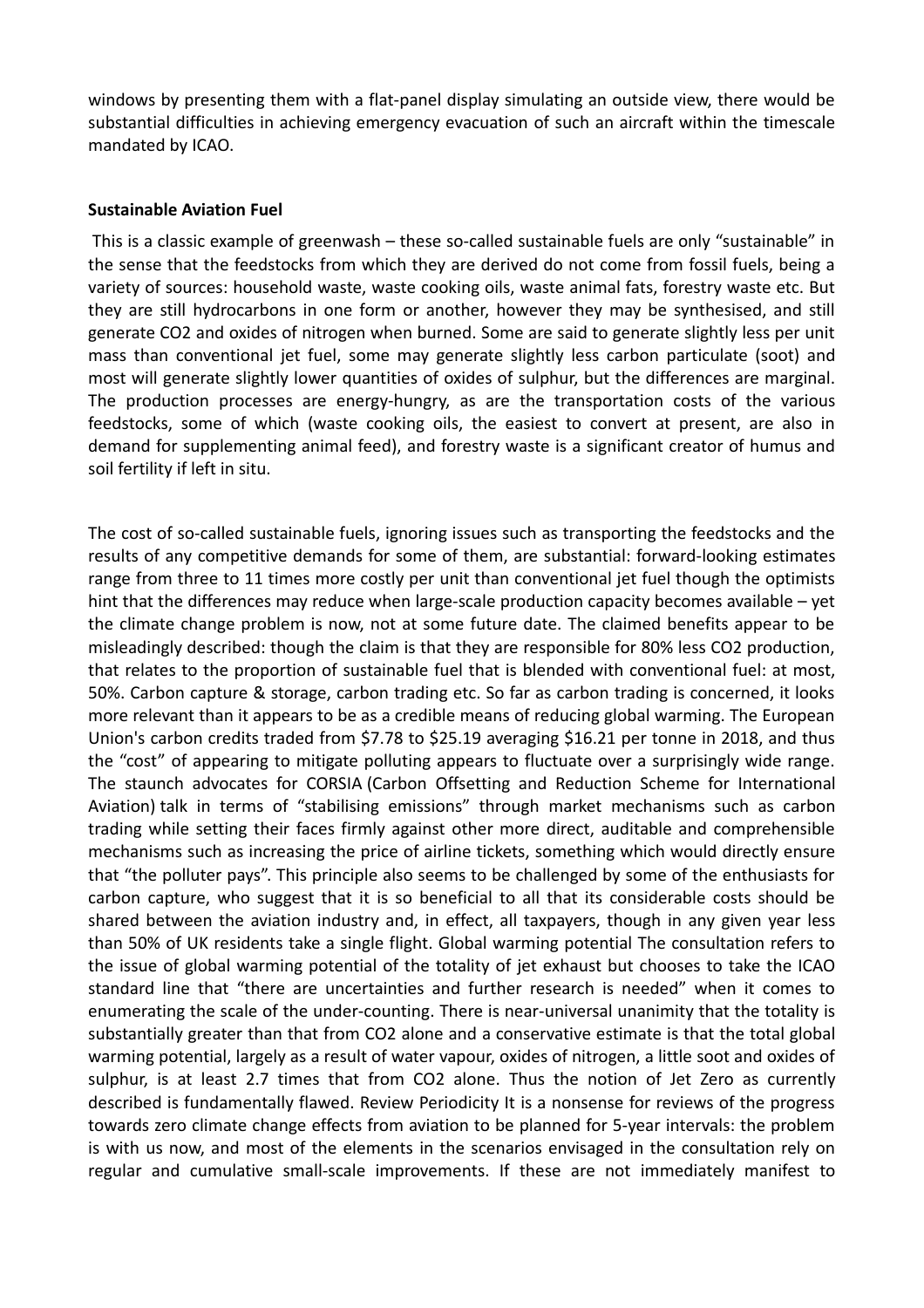windows by presenting them with a flat-panel display simulating an outside view, there would be substantial difficulties in achieving emergency evacuation of such an aircraft within the timescale mandated by ICAO.

**Sustainable Aviation Fuel**

This is a classic example of greenwash – these so-called sustainable fuels are only "sustainable" in the sense that the feedstocks from which they are derived do not come from fossil fuels, being a variety of sources: household waste, waste cooking oils, waste animal fats, forestry waste etc. But they are still hydrocarbons in one form or another, however they may be synthesised, and still generate $CO_2$ and oxides of nitrogen when burned. Some are said to generate slightly less per unit mass than conventional jet fuel, some may generate slightly less carbon particulate (soot) and most will generate slightly lower quantities of oxides of sulphur, but the differences are marginal. The production processes are energy-hungry, as are the transportation costs of the various feedstocks, some of which (waste cooking oils, the easiest to convert at present, are also in demand for supplementing animal feed), and forestry waste is a significant creator of humus and soil fertility if left in situ.

The cost of so-called sustainable fuels, ignoring issues such as transporting the feedstocks and the results of any competitive demands for some of them, are substantial: forward-looking estimates range from three to 11 times more costly per unit than conventional jet fuel though the optimists hint that the differences may reduce when large-scale production capacity becomes available – yet the climate change problem is now, not at some future date. The claimed benefits appear to be misleadingly described: though the claim is that they are responsible for 80% less $CO_2$ production, that relates to the proportion of sustainable fuel that is blended with conventional fuel: at most, 50%. Carbon capture & storage, carbon trading etc. So far as carbon trading is concerned, it looks more relevant than it appears to be as a credible means of reducing global warming. The European Union's carbon credits traded from $7.78 to $25.19 averaging $16.21 per tonne in 2018, and thus the "cost" of appearing to mitigate polluting appears to fluctuate over a surprisingly wide range. The staunch advocates for CORSIA (Carbon Offsetting and Reduction Scheme for International Aviation) talk in terms of "stabilising emissions" through market mechanisms such as carbon trading while setting their faces firmly against other more direct, auditable and comprehensible mechanisms such as increasing the price of airline tickets, something which would directly ensure that "the polluter pays". This principle also seems to be challenged by some of the enthusiasts for carbon capture, who suggest that it is so beneficial to all that its considerable costs should be shared between the aviation industry and, in effect, all taxpayers, though in any given year less than 50% of UK residents take a single flight. Global warming potential The consultation refers to the issue of global warming potential of the totality of jet exhaust but chooses to take the ICAO standard line that "there are uncertainties and further research is needed" when it comes to enumerating the scale of the under-counting. There is near-universal unanimity that the totality is substantially greater than that from $CO_2$ alone and a conservative estimate is that the total global warming potential, largely as a result of water vapour, oxides of nitrogen, a little soot and oxides of sulphur, is at least 2.7 times that from $CO_2$ alone. Thus the notion of Jet Zero as currently described is fundamentally flawed. Review Periodicity It is a nonsense for reviews of the progress towards zero climate change effects from aviation to be planned for 5-year intervals: the problem is with us now, and most of the elements in the scenarios envisaged in the consultation rely on regular and cumulative small-scale improvements. If these are not immediately manifest to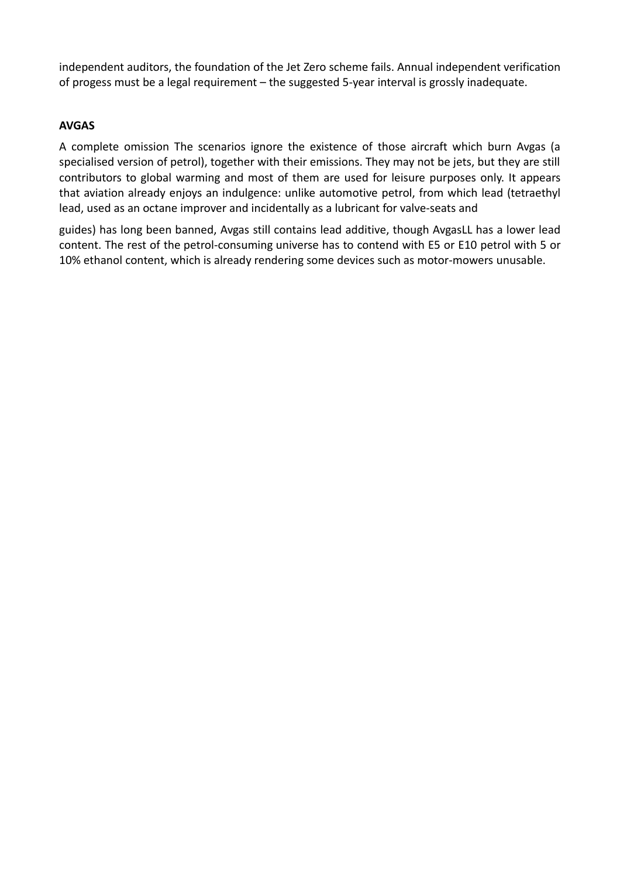independent auditors, the foundation of the Jet Zero scheme fails. Annual independent verification of progess must be a legal requirement – the suggested 5-year interval is grossly inadequate.

**AVGAS**

A complete omission The scenarios ignore the existence of those aircraft which burn Avgas (a specialised version of petrol), together with their emissions. They may not be jets, but they are still contributors to global warming and most of them are used for leisure purposes only. It appears that aviation already enjoys an indulgence: unlike automotive petrol, from which lead (tetraethyl lead, used as an octane improver and incidentally as a lubricant for valve-seats and guides) has long been banned, Avgas still contains lead additive, though AvgasLL has a lower lead content. The rest of the petrol-consuming universe has to contend with E5 or E10 petrol with 5 or 10% ethanol content, which is already rendering some devices such as motor-mowers unusable.